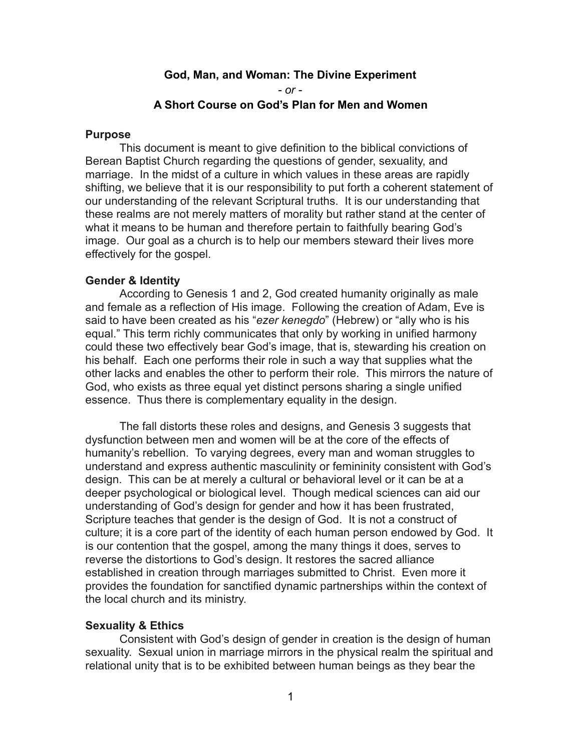**God, Man, and Woman: The Divine Experiment**

*- or -*

**A Short Course on God's Plan for Men and Women**

### Purpose

This document is meant to give definition to the biblical convictions of Berean Baptist Church regarding the questions of gender, sexuality, and marriage. In the midst of a culture in which values in these areas are rapidly shifting, we believe that it is our responsibility to put forth a coherent statement of our understanding of the relevant Scriptural truths. It is our understanding that these realms are not merely matters of morality but rather stand at the center of what it means to be human and therefore pertain to faithfully bearing God's image. Our goal as a church is to help our members steward their lives more effectively for the gospel.

### Gender & Identity

According to Genesis 1 and 2, God created humanity originally as male and female as a reflection of His image. Following the creation of Adam, Eve is said to have been created as his "*ezer kenegdo*" (Hebrew) or "ally who is his equal." This term richly communicates that only by working in unified harmony could these two effectively bear God's image, that is, stewarding his creation on his behalf. Each one performs their role in such a way that supplies what the other lacks and enables the other to perform their role. This mirrors the nature of God, who exists as three equal yet distinct persons sharing a single unified essence. Thus there is complementary equality in the design.

The fall distorts these roles and designs, and Genesis 3 suggests that dysfunction between men and women will be at the core of the effects of humanity's rebellion. To varying degrees, every man and woman struggles to understand and express authentic masculinity or femininity consistent with God's design. This can be at merely a cultural or behavioral level or it can be at a deeper psychological or biological level. Though medical sciences can aid our understanding of God's design for gender and how it has been frustrated, Scripture teaches that gender is the design of God. It is not a construct of culture; it is a core part of the identity of each human person endowed by God. It is our contention that the gospel, among the many things it does, serves to reverse the distortions to God's design. It restores the sacred alliance established in creation through marriages submitted to Christ. Even more it provides the foundation for sanctified dynamic partnerships within the context of the local church and its ministry.

### Sexuality & Ethics

Consistent with God's design of gender in creation is the design of human sexuality. Sexual union in marriage mirrors in the physical realm the spiritual and relational unity that is to be exhibited between human beings as they bear the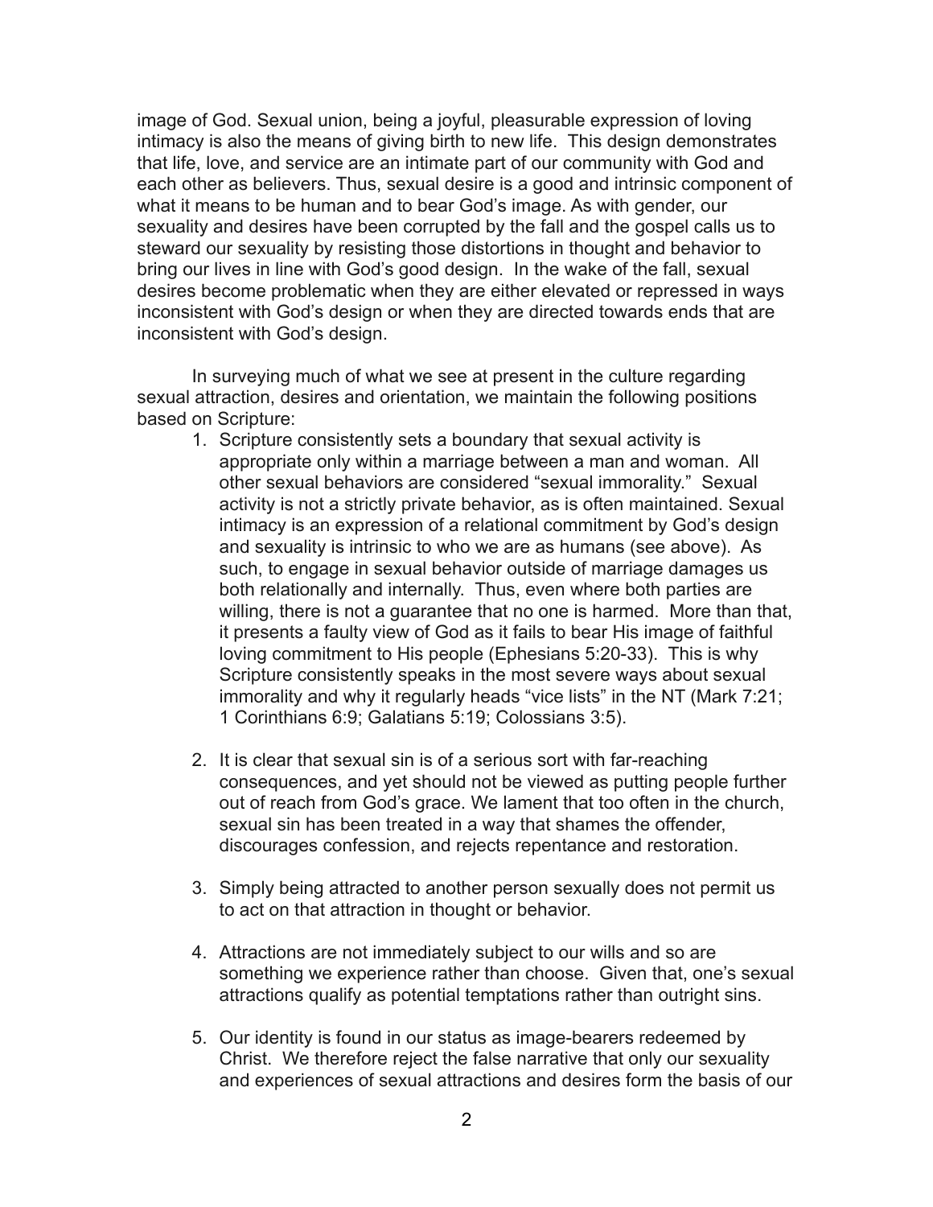image of God. Sexual union, being a joyful, pleasurable expression of loving intimacy is also the means of giving birth to new life. This design demonstrates that life, love, and service are an intimate part of our community with God and each other as believers. Thus, sexual desire is a good and intrinsic component of what it means to be human and to bear God's image. As with gender, our sexuality and desires have been corrupted by the fall and the gospel calls us to steward our sexuality by resisting those distortions in thought and behavior to bring our lives in line with God's good design. In the wake of the fall, sexual desires become problematic when they are either elevated or repressed in ways inconsistent with God's design or when they are directed towards ends that are inconsistent with God's design.

In surveying much of what we see at present in the culture regarding sexual attraction, desires and orientation, we maintain the following positions based on Scripture:

1. Scripture consistently sets a boundary that sexual activity is appropriate only within a marriage between a man and woman. All other sexual behaviors are considered "sexual immorality." Sexual activity is not a strictly private behavior, as is often maintained. Sexual intimacy is an expression of a relational commitment by God's design and sexuality is intrinsic to who we are as humans (see above). As such, to engage in sexual behavior outside of marriage damages us both relationally and internally. Thus, even where both parties are willing, there is not a guarantee that no one is harmed. More than that, it presents a faulty view of God as it fails to bear His image of faithful loving commitment to His people (Ephesians 5:20-33). This is why Scripture consistently speaks in the most severe ways about sexual immorality and why it regularly heads "vice lists" in the NT (Mark 7:21; 1 Corinthians 6:9; Galatians 5:19; Colossians 3:5).

2. It is clear that sexual sin is of a serious sort with far-reaching consequences, and yet should not be viewed as putting people further out of reach from God's grace. We lament that too often in the church, sexual sin has been treated in a way that shames the offender, discourages confession, and rejects repentance and restoration.

3. Simply being attracted to another person sexually does not permit us to act on that attraction in thought or behavior.

4. Attractions are not immediately subject to our wills and so are something we experience rather than choose. Given that, one's sexual attractions qualify as potential temptations rather than outright sins.

5. Our identity is found in our status as image-bearers redeemed by Christ. We therefore reject the false narrative that only our sexuality and experiences of sexual attractions and desires form the basis of our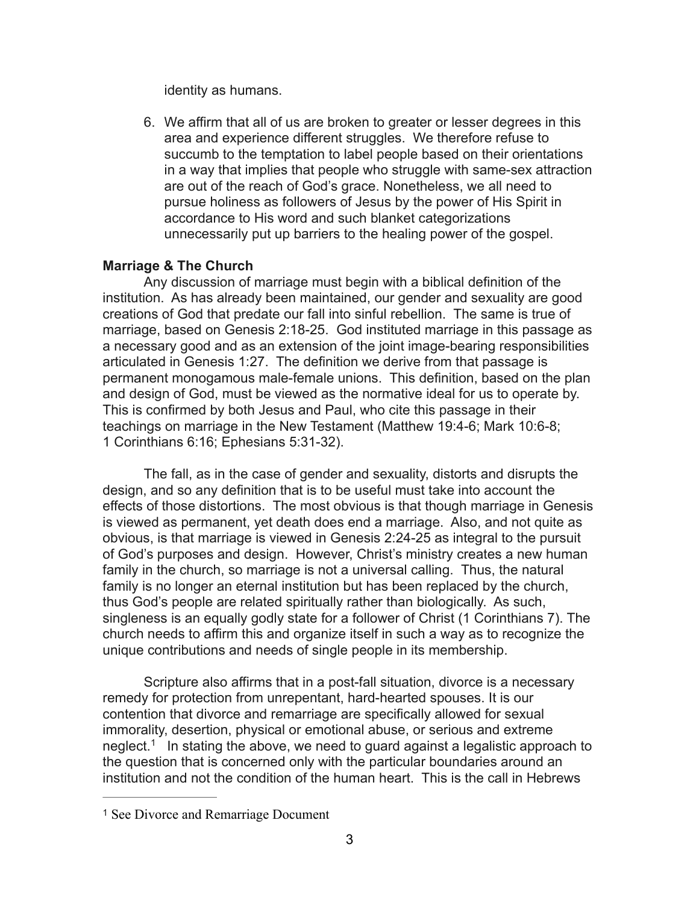identity as humans.

6. We affirm that all of us are broken to greater or lesser degrees in this area and experience different struggles. We therefore refuse to succumb to the temptation to label people based on their orientations in a way that implies that people who struggle with same-sex attraction are out of the reach of God's grace. Nonetheless, we all need to pursue holiness as followers of Jesus by the power of His Spirit in accordance to His word and such blanket categorizations unnecessarily put up barriers to the healing power of the gospel.

**Marriage & The Church**

Any discussion of marriage must begin with a biblical definition of the institution. As has already been maintained, our gender and sexuality are good creations of God that predate our fall into sinful rebellion. The same is true of marriage, based on Genesis 2:18-25. God instituted marriage in this passage as a necessary good and as an extension of the joint image-bearing responsibilities articulated in Genesis 1:27. The definition we derive from that passage is permanent monogamous male-female unions. This definition, based on the plan and design of God, must be viewed as the normative ideal for us to operate by. This is confirmed by both Jesus and Paul, who cite this passage in their teachings on marriage in the New Testament (Matthew 19:4-6; Mark 10:6-8; 1 Corinthians 6:16; Ephesians 5:31-32).

The fall, as in the case of gender and sexuality, distorts and disrupts the design, and so any definition that is to be useful must take into account the effects of those distortions. The most obvious is that though marriage in Genesis is viewed as permanent, yet death does end a marriage. Also, and not quite as obvious, is that marriage is viewed in Genesis 2:24-25 as integral to the pursuit of God's purposes and design. However, Christ's ministry creates a new human family in the church, so marriage is not a universal calling. Thus, the natural family is no longer an eternal institution but has been replaced by the church, thus God's people are related spiritually rather than biologically. As such, singleness is an equally godly state for a follower of Christ (1 Corinthians 7). The church needs to affirm this and organize itself in such a way as to recognize the unique contributions and needs of single people in its membership.

Scripture also affirms that in a post-fall situation, divorce is a necessary remedy for protection from unrepentant, hard-hearted spouses. It is our contention that divorce and remarriage are specifically allowed for sexual immorality, desertion, physical or emotional abuse, or serious and extreme neglect.[1] In stating the above, we need to guard against a legalistic approach to the question that is concerned only with the particular boundaries around an institution and not the condition of the human heart. This is the call in Hebrews

---

[1] See Divorce and Remarriage Document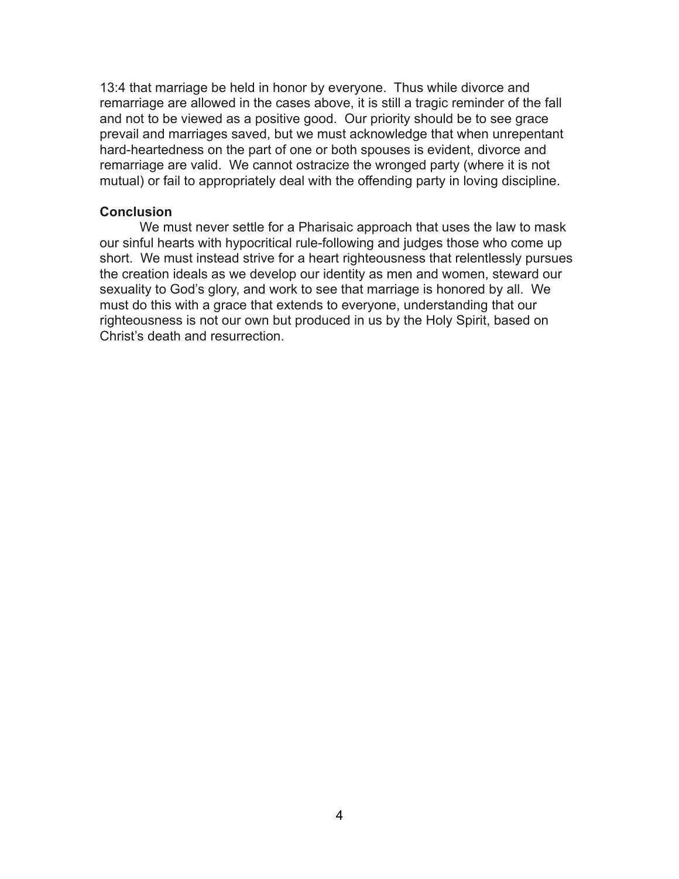13:4 that marriage be held in honor by everyone. Thus while divorce and remarriage are allowed in the cases above, it is still a tragic reminder of the fall and not to be viewed as a positive good. Our priority should be to see grace prevail and marriages saved, but we must acknowledge that when unrepentant hard-heartedness on the part of one or both spouses is evident, divorce and remarriage are valid. We cannot ostracize the wronged party (where it is not mutual) or fail to appropriately deal with the offending party in loving discipline.

**Conclusion**

We must never settle for a Pharisaic approach that uses the law to mask our sinful hearts with hypocritical rule-following and judges those who come up short. We must instead strive for a heart righteousness that relentlessly pursues the creation ideals as we develop our identity as men and women, steward our sexuality to God's glory, and work to see that marriage is honored by all. We must do this with a grace that extends to everyone, understanding that our righteousness is not our own but produced in us by the Holy Spirit, based on Christ's death and resurrection.